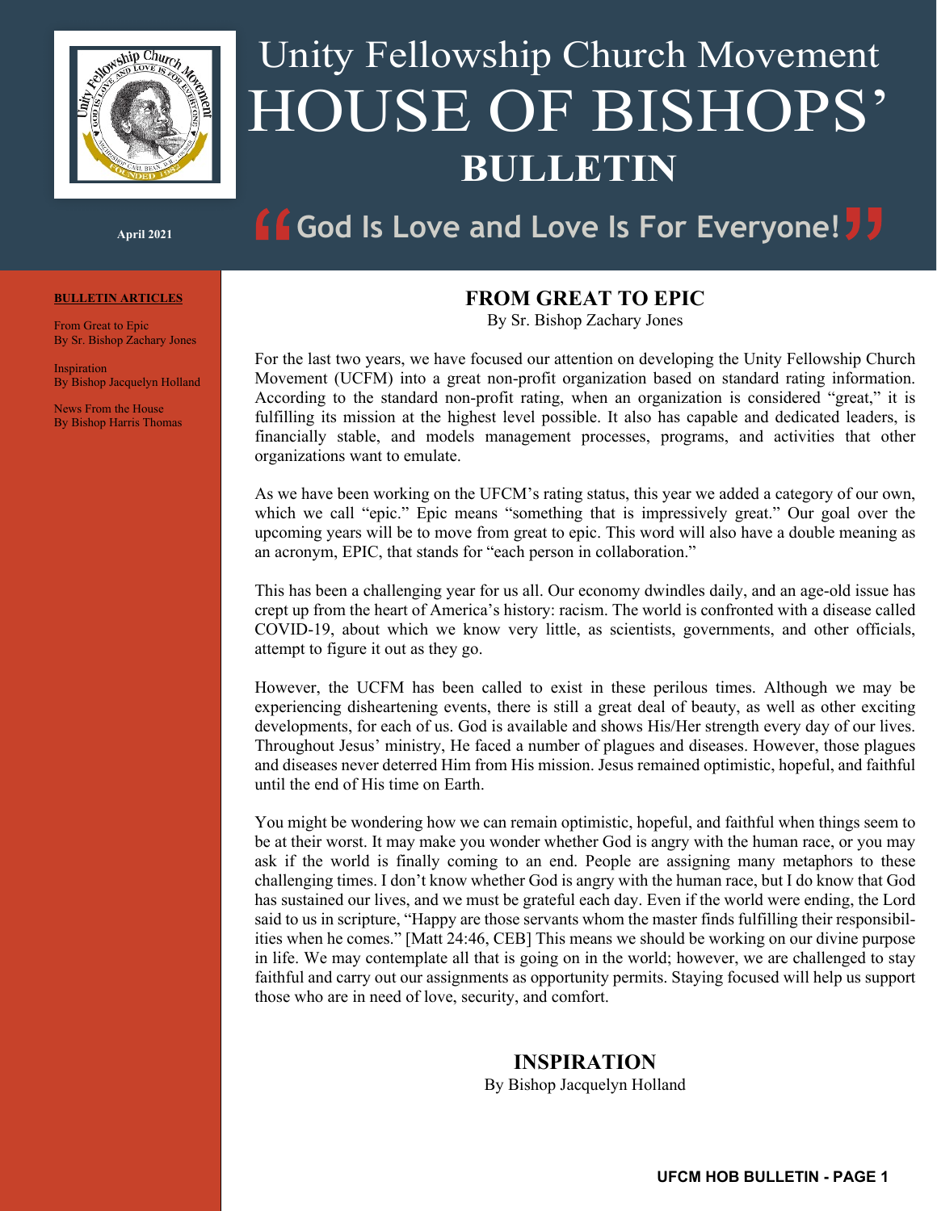# Unity Fellowship Church Movement HOUSE OF BISHOPS' BULLETIN

April 2021

**"God Is Love and Love Is For Everyone!"**

**BULLETIN ARTICLES**

From Great to Epic
By Sr. Bishop Zachary Jones

Inspiration
By Bishop Jacquelyn Holland

News From the House
By Bishop Harris Thomas

## FROM GREAT TO EPIC

By Sr. Bishop Zachary Jones

For the last two years, we have focused our attention on developing the Unity Fellowship Church Movement (UCFM) into a great non-profit organization based on standard rating information. According to the standard non-profit rating, when an organization is considered "great," it is fulfilling its mission at the highest level possible. It also has capable and dedicated leaders, is financially stable, and models management processes, programs, and activities that other organizations want to emulate.

As we have been working on the UFCM's rating status, this year we added a category of our own, which we call "epic." Epic means "something that is impressively great." Our goal over the upcoming years will be to move from great to epic. This word will also have a double meaning as an acronym, EPIC, that stands for "each person in collaboration."

This has been a challenging year for us all. Our economy dwindles daily, and an age-old issue has crept up from the heart of America's history: racism. The world is confronted with a disease called COVID-19, about which we know very little, as scientists, governments, and other officials, attempt to figure it out as they go.

However, the UCFM has been called to exist in these perilous times. Although we may be experiencing disheartening events, there is still a great deal of beauty, as well as other exciting developments, for each of us. God is available and shows His/Her strength every day of our lives. Throughout Jesus' ministry, He faced a number of plagues and diseases. However, those plagues and diseases never deterred Him from His mission. Jesus remained optimistic, hopeful, and faithful until the end of His time on Earth.

You might be wondering how we can remain optimistic, hopeful, and faithful when things seem to be at their worst. It may make you wonder whether God is angry with the human race, or you may ask if the world is finally coming to an end. People are assigning many metaphors to these challenging times. I don't know whether God is angry with the human race, but I do know that God has sustained our lives, and we must be grateful each day. Even if the world were ending, the Lord said to us in scripture, "Happy are those servants whom the master finds fulfilling their responsibilities when he comes." [Matt 24:46, CEB] This means we should be working on our divine purpose in life. We may contemplate all that is going on in the world; however, we are challenged to stay faithful and carry out our assignments as opportunity permits. Staying focused will help us support those who are in need of love, security, and comfort.

## INSPIRATION

By Bishop Jacquelyn Holland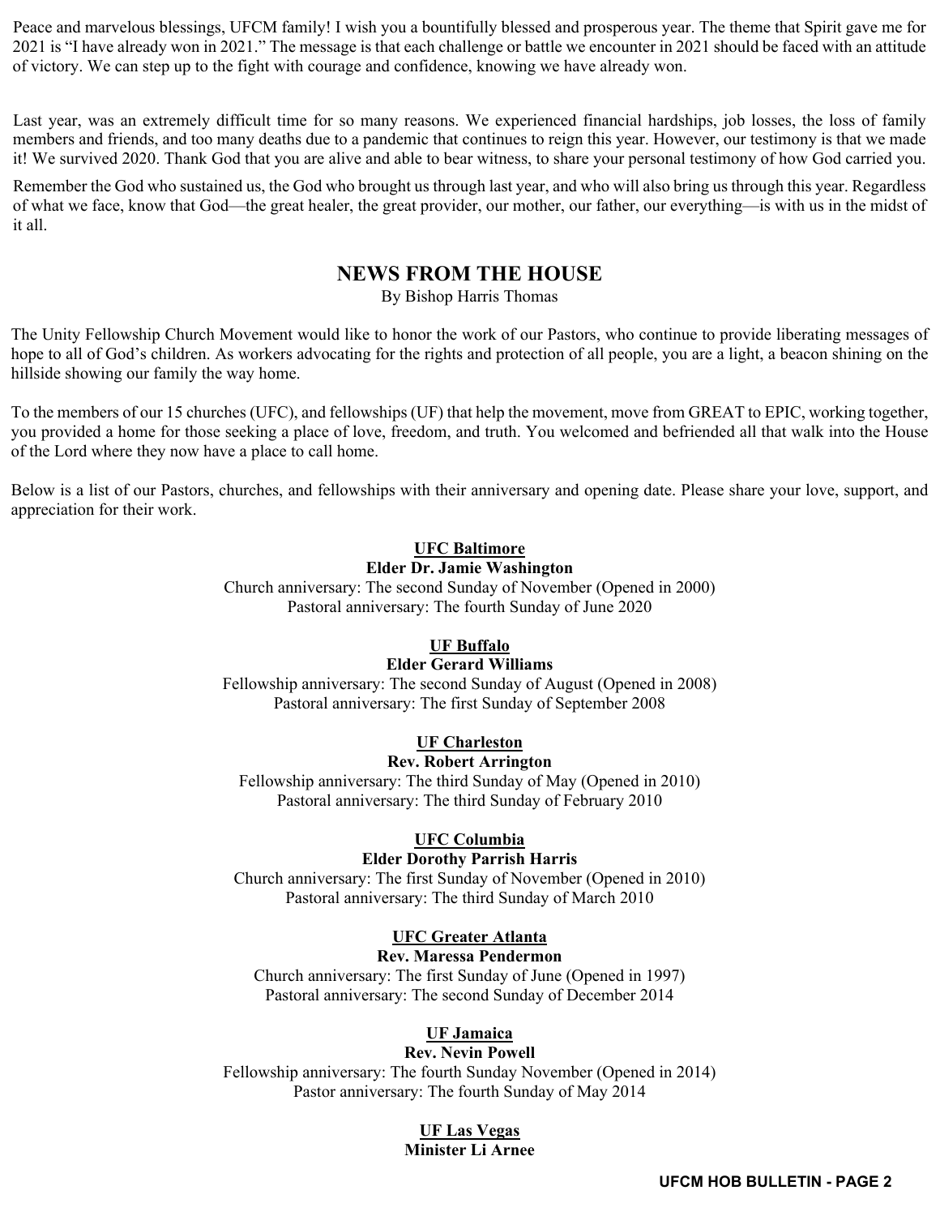Peace and marvelous blessings, UFCM family! I wish you a bountifully blessed and prosperous year. The theme that Spirit gave me for 2021 is "I have already won in 2021." The message is that each challenge or battle we encounter in 2021 should be faced with an attitude of victory. We can step up to the fight with courage and confidence, knowing we have already won.

Last year, was an extremely difficult time for so many reasons. We experienced financial hardships, job losses, the loss of family members and friends, and too many deaths due to a pandemic that continues to reign this year. However, our testimony is that we made it! We survived 2020. Thank God that you are alive and able to bear witness, to share your personal testimony of how God carried you.

Remember the God who sustained us, the God who brought us through last year, and who will also bring us through this year. Regardless of what we face, know that God—the great healer, the great provider, our mother, our father, our everything—is with us in the midst of it all.

## NEWS FROM THE HOUSE

By Bishop Harris Thomas

The Unity Fellowship Church Movement would like to honor the work of our Pastors, who continue to provide liberating messages of hope to all of God's children. As workers advocating for the rights and protection of all people, you are a light, a beacon shining on the hillside showing our family the way home.

To the members of our 15 churches (UFC), and fellowships (UF) that help the movement, move from GREAT to EPIC, working together, you provided a home for those seeking a place of love, freedom, and truth. You welcomed and befriended all that walk into the House of the Lord where they now have a place to call home.

Below is a list of our Pastors, churches, and fellowships with their anniversary and opening date. Please share your love, support, and appreciation for their work.

**UFC Baltimore**
**Elder Dr. Jamie Washington**
Church anniversary: The second Sunday of November (Opened in 2000)
Pastoral anniversary: The fourth Sunday of June 2020

**UF Buffalo**
**Elder Gerard Williams**
Fellowship anniversary: The second Sunday of August (Opened in 2008)
Pastoral anniversary: The first Sunday of September 2008

**UF Charleston**
**Rev. Robert Arrington**
Fellowship anniversary: The third Sunday of May (Opened in 2010)
Pastoral anniversary: The third Sunday of February 2010

**UFC Columbia**
**Elder Dorothy Parrish Harris**
Church anniversary: The first Sunday of November (Opened in 2010)
Pastoral anniversary: The third Sunday of March 2010

**UFC Greater Atlanta**
**Rev. Maressa Pendermon**
Church anniversary: The first Sunday of June (Opened in 1997)
Pastoral anniversary: The second Sunday of December 2014

**UF Jamaica**
**Rev. Nevin Powell**
Fellowship anniversary: The fourth Sunday November (Opened in 2014)
Pastor anniversary: The fourth Sunday of May 2014

**UF Las Vegas**
**Minister Li Arnee**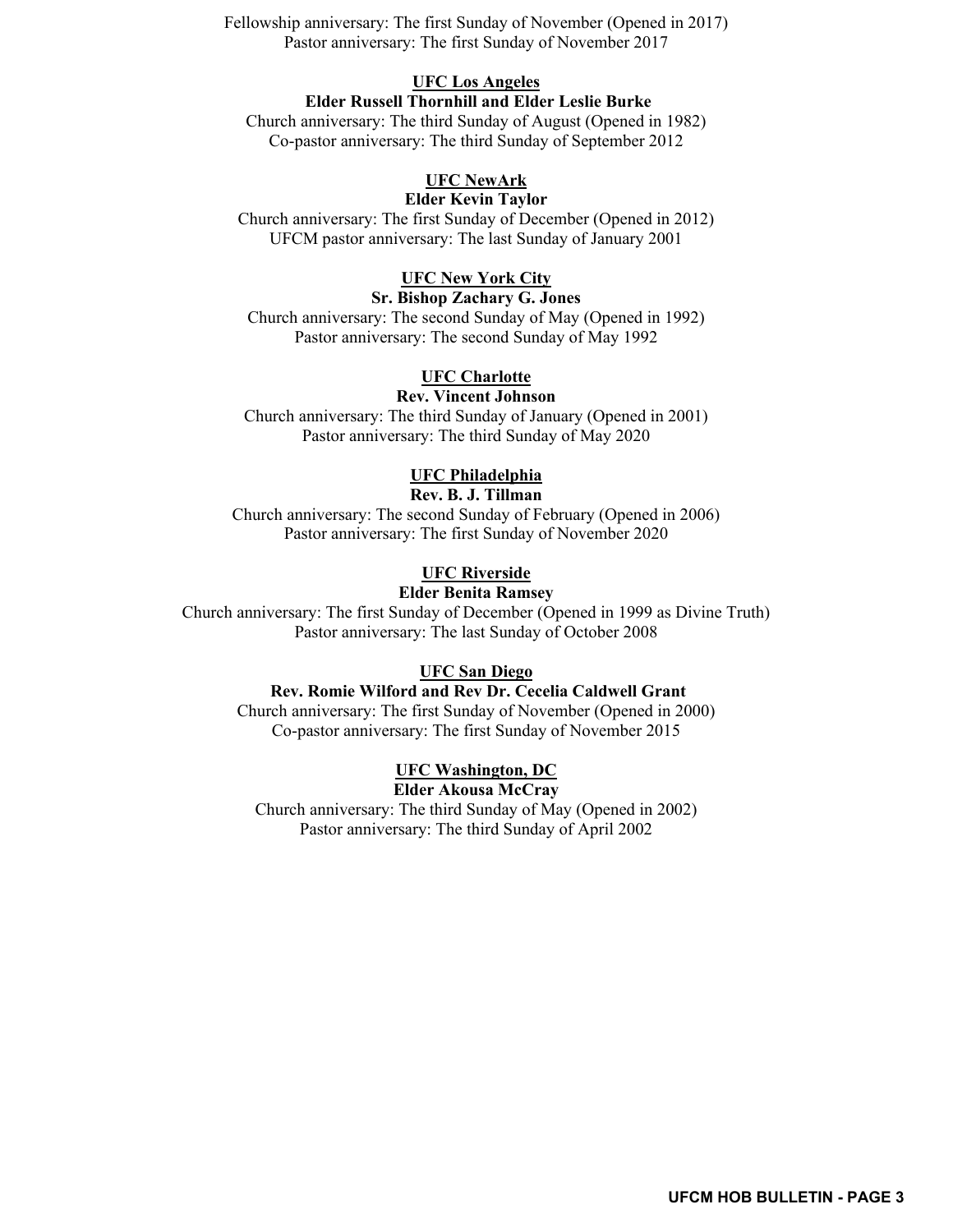Fellowship anniversary: The first Sunday of November (Opened in 2017)
Pastor anniversary: The first Sunday of November 2017

**UFC Los Angeles**

**Elder Russell Thornhill and Elder Leslie Burke**

Church anniversary: The third Sunday of August (Opened in 1982)
Co-pastor anniversary: The third Sunday of September 2012

**UFC NewArk**

**Elder Kevin Taylor**

Church anniversary: The first Sunday of December (Opened in 2012)
UFCM pastor anniversary: The last Sunday of January 2001

**UFC New York City**

**Sr. Bishop Zachary G. Jones**

Church anniversary: The second Sunday of May (Opened in 1992)
Pastor anniversary: The second Sunday of May 1992

**UFC Charlotte**

**Rev. Vincent Johnson**

Church anniversary: The third Sunday of January (Opened in 2001)
Pastor anniversary: The third Sunday of May 2020

**UFC Philadelphia**

**Rev. B. J. Tillman**

Church anniversary: The second Sunday of February (Opened in 2006)
Pastor anniversary: The first Sunday of November 2020

**UFC Riverside**

**Elder Benita Ramsey**

Church anniversary: The first Sunday of December (Opened in 1999 as Divine Truth)
Pastor anniversary: The last Sunday of October 2008

**UFC San Diego**

**Rev. Romie Wilford and Rev Dr. Cecelia Caldwell Grant**

Church anniversary: The first Sunday of November (Opened in 2000)
Co-pastor anniversary: The first Sunday of November 2015

**UFC Washington, DC**

**Elder Akousa McCray**

Church anniversary: The third Sunday of May (Opened in 2002)
Pastor anniversary: The third Sunday of April 2002